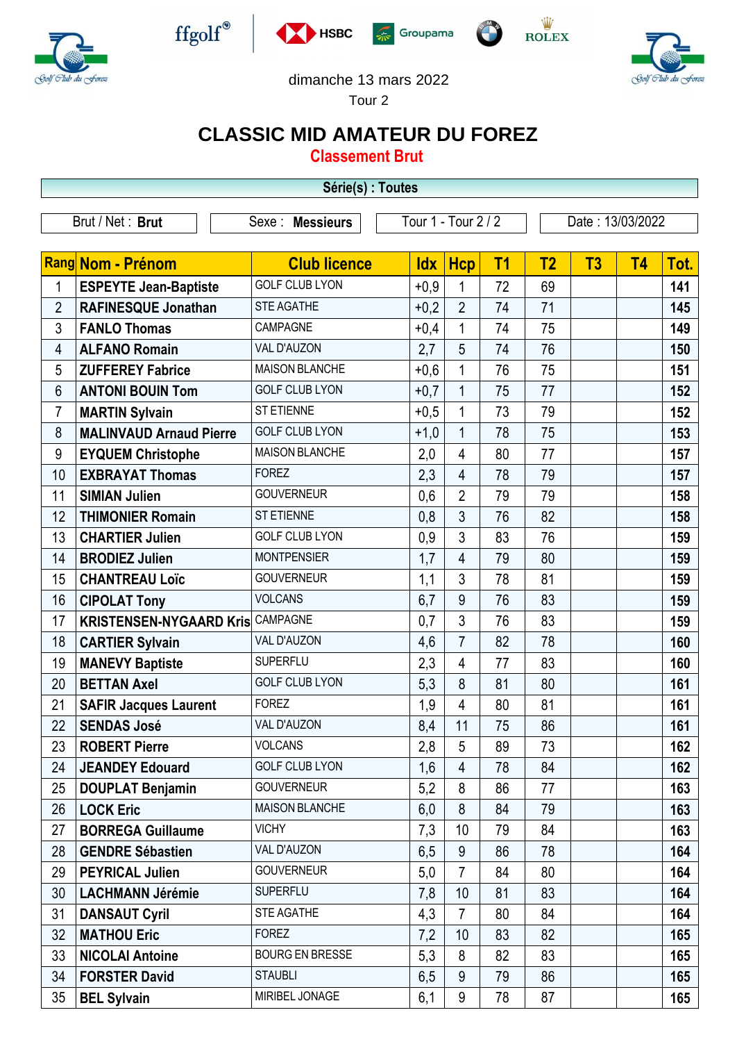dimanche 13 mars 2022

Tour 2

# CLASSIC MID AMATEUR DU FOREZ

## Classement Brut

**Série(s) : Toutes**

| Brut / Net : **Brut** | Sexe : **Messieurs** | Tour 1 - Tour 2 / 2 | Date : 13/03/2022 |
|---|---|---|---|

| Rang | Nom - Prénom | Club licence | Idx | Hcp | T1 | T2 | T3 | T4 | Tot. |
|---|---|---|---|---|---|---|---|---|---|
| 1 | **ESPEYTE Jean-Baptiste** | GOLF CLUB LYON | +0,9 | 1 | 72 | 69 | | | **141** |
| 2 | **RAFINESQUE Jonathan** | STE AGATHE | +0,2 | 2 | 74 | 71 | | | **145** |
| 3 | **FANLO Thomas** | CAMPAGNE | +0,4 | 1 | 74 | 75 | | | **149** |
| 4 | **ALFANO Romain** | VAL D'AUZON | 2,7 | 5 | 74 | 76 | | | **150** |
| 5 | **ZUFFEREY Fabrice** | MAISON BLANCHE | +0,6 | 1 | 76 | 75 | | | **151** |
| 6 | **ANTONI BOUIN Tom** | GOLF CLUB LYON | +0,7 | 1 | 75 | 77 | | | **152** |
| 7 | **MARTIN Sylvain** | ST ETIENNE | +0,5 | 1 | 73 | 79 | | | **152** |
| 8 | **MALINVAUD Arnaud Pierre** | GOLF CLUB LYON | +1,0 | 1 | 78 | 75 | | | **153** |
| 9 | **EYQUEM Christophe** | MAISON BLANCHE | 2,0 | 4 | 80 | 77 | | | **157** |
| 10 | **EXBRAYAT Thomas** | FOREZ | 2,3 | 4 | 78 | 79 | | | **157** |
| 11 | **SIMIAN Julien** | GOUVERNEUR | 0,6 | 2 | 79 | 79 | | | **158** |
| 12 | **THIMONIER Romain** | ST ETIENNE | 0,8 | 3 | 76 | 82 | | | **158** |
| 13 | **CHARTIER Julien** | GOLF CLUB LYON | 0,9 | 3 | 83 | 76 | | | **159** |
| 14 | **BRODIEZ Julien** | MONTPENSIER | 1,7 | 4 | 79 | 80 | | | **159** |
| 15 | **CHANTREAU Loïc** | GOUVERNEUR | 1,1 | 3 | 78 | 81 | | | **159** |
| 16 | **CIPOLAT Tony** | VOLCANS | 6,7 | 9 | 76 | 83 | | | **159** |
| 17 | **KRISTENSEN-NYGAARD Kris** | CAMPAGNE | 0,7 | 3 | 76 | 83 | | | **159** |
| 18 | **CARTIER Sylvain** | VAL D'AUZON | 4,6 | 7 | 82 | 78 | | | **160** |
| 19 | **MANEVY Baptiste** | SUPERFLU | 2,3 | 4 | 77 | 83 | | | **160** |
| 20 | **BETTAN Axel** | GOLF CLUB LYON | 5,3 | 8 | 81 | 80 | | | **161** |
| 21 | **SAFIR Jacques Laurent** | FOREZ | 1,9 | 4 | 80 | 81 | | | **161** |
| 22 | **SENDAS José** | VAL D'AUZON | 8,4 | 11 | 75 | 86 | | | **161** |
| 23 | **ROBERT Pierre** | VOLCANS | 2,8 | 5 | 89 | 73 | | | **162** |
| 24 | **JEANDEY Edouard** | GOLF CLUB LYON | 1,6 | 4 | 78 | 84 | | | **162** |
| 25 | **DOUPLAT Benjamin** | GOUVERNEUR | 5,2 | 8 | 86 | 77 | | | **163** |
| 26 | **LOCK Eric** | MAISON BLANCHE | 6,0 | 8 | 84 | 79 | | | **163** |
| 27 | **BORREGA Guillaume** | VICHY | 7,3 | 10 | 79 | 84 | | | **163** |
| 28 | **GENDRE Sébastien** | VAL D'AUZON | 6,5 | 9 | 86 | 78 | | | **164** |
| 29 | **PEYRICAL Julien** | GOUVERNEUR | 5,0 | 7 | 84 | 80 | | | **164** |
| 30 | **LACHMANN Jérémie** | SUPERFLU | 7,8 | 10 | 81 | 83 | | | **164** |
| 31 | **DANSAUT Cyril** | STE AGATHE | 4,3 | 7 | 80 | 84 | | | **164** |
| 32 | **MATHOU Eric** | FOREZ | 7,2 | 10 | 83 | 82 | | | **165** |
| 33 | **NICOLAI Antoine** | BOURG EN BRESSE | 5,3 | 8 | 82 | 83 | | | **165** |
| 34 | **FORSTER David** | STAUBLI | 6,5 | 9 | 79 | 86 | | | **165** |
| 35 | **BEL Sylvain** | MIRIBEL JONAGE | 6,1 | 9 | 78 | 87 | | | **165** |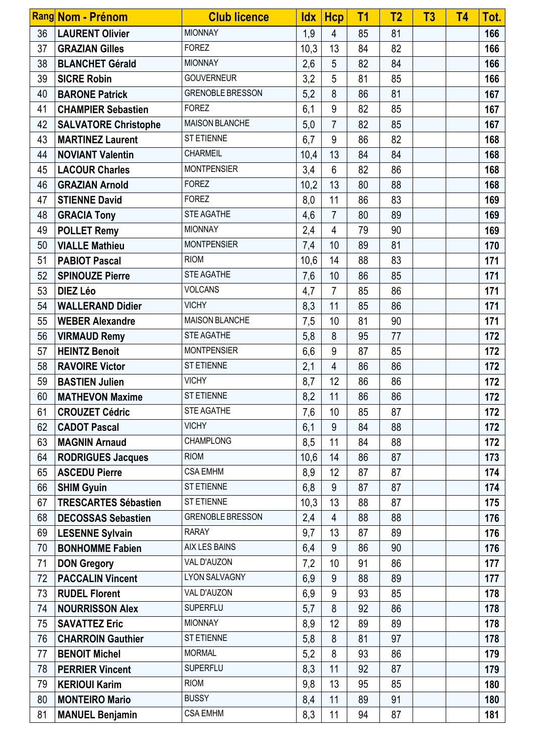| Rang | Nom - Prénom | Club licence | Idx | Hcp | T1 | T2 | T3 | T4 | Tot. |
|---|---|---|---|---|---|---|---|---|---|
| 36 | **LAURENT Olivier** | MIONNAY | 1,9 | 4 | 85 | 81 | | | **166** |
| 37 | **GRAZIAN Gilles** | FOREZ | 10,3 | 13 | 84 | 82 | | | **166** |
| 38 | **BLANCHET Gérald** | MIONNAY | 2,6 | 5 | 82 | 84 | | | **166** |
| 39 | **SICRE Robin** | GOUVERNEUR | 3,2 | 5 | 81 | 85 | | | **166** |
| 40 | **BARONE Patrick** | GRENOBLE BRESSON | 5,2 | 8 | 86 | 81 | | | **167** |
| 41 | **CHAMPIER Sebastien** | FOREZ | 6,1 | 9 | 82 | 85 | | | **167** |
| 42 | **SALVATORE Christophe** | MAISON BLANCHE | 5,0 | 7 | 82 | 85 | | | **167** |
| 43 | **MARTINEZ Laurent** | ST ETIENNE | 6,7 | 9 | 86 | 82 | | | **168** |
| 44 | **NOVIANT Valentin** | CHARMEIL | 10,4 | 13 | 84 | 84 | | | **168** |
| 45 | **LACOUR Charles** | MONTPENSIER | 3,4 | 6 | 82 | 86 | | | **168** |
| 46 | **GRAZIAN Arnold** | FOREZ | 10,2 | 13 | 80 | 88 | | | **168** |
| 47 | **STIENNE David** | FOREZ | 8,0 | 11 | 86 | 83 | | | **169** |
| 48 | **GRACIA Tony** | STE AGATHE | 4,6 | 7 | 80 | 89 | | | **169** |
| 49 | **POLLET Remy** | MIONNAY | 2,4 | 4 | 79 | 90 | | | **169** |
| 50 | **VIALLE Mathieu** | MONTPENSIER | 7,4 | 10 | 89 | 81 | | | **170** |
| 51 | **PABIOT Pascal** | RIOM | 10,6 | 14 | 88 | 83 | | | **171** |
| 52 | **SPINOUZE Pierre** | STE AGATHE | 7,6 | 10 | 86 | 85 | | | **171** |
| 53 | **DIEZ Léo** | VOLCANS | 4,7 | 7 | 85 | 86 | | | **171** |
| 54 | **WALLERAND Didier** | VICHY | 8,3 | 11 | 85 | 86 | | | **171** |
| 55 | **WEBER Alexandre** | MAISON BLANCHE | 7,5 | 10 | 81 | 90 | | | **171** |
| 56 | **VIRMAUD Remy** | STE AGATHE | 5,8 | 8 | 95 | 77 | | | **172** |
| 57 | **HEINTZ Benoit** | MONTPENSIER | 6,6 | 9 | 87 | 85 | | | **172** |
| 58 | **RAVOIRE Victor** | ST ETIENNE | 2,1 | 4 | 86 | 86 | | | **172** |
| 59 | **BASTIEN Julien** | VICHY | 8,7 | 12 | 86 | 86 | | | **172** |
| 60 | **MATHEVON Maxime** | ST ETIENNE | 8,2 | 11 | 86 | 86 | | | **172** |
| 61 | **CROUZET Cédric** | STE AGATHE | 7,6 | 10 | 85 | 87 | | | **172** |
| 62 | **CADOT Pascal** | VICHY | 6,1 | 9 | 84 | 88 | | | **172** |
| 63 | **MAGNIN Arnaud** | CHAMPLONG | 8,5 | 11 | 84 | 88 | | | **172** |
| 64 | **RODRIGUES Jacques** | RIOM | 10,6 | 14 | 86 | 87 | | | **173** |
| 65 | **ASCEDU Pierre** | CSA EMHM | 8,9 | 12 | 87 | 87 | | | **174** |
| 66 | **SHIM Gyuin** | ST ETIENNE | 6,8 | 9 | 87 | 87 | | | **174** |
| 67 | **TRESCARTES Sébastien** | ST ETIENNE | 10,3 | 13 | 88 | 87 | | | **175** |
| 68 | **DECOSSAS Sebastien** | GRENOBLE BRESSON | 2,4 | 4 | 88 | 88 | | | **176** |
| 69 | **LESENNE Sylvain** | RARAY | 9,7 | 13 | 87 | 89 | | | **176** |
| 70 | **BONHOMME Fabien** | AIX LES BAINS | 6,4 | 9 | 86 | 90 | | | **176** |
| 71 | **DON Gregory** | VAL D'AUZON | 7,2 | 10 | 91 | 86 | | | **177** |
| 72 | **PACCALIN Vincent** | LYON SALVAGNY | 6,9 | 9 | 88 | 89 | | | **177** |
| 73 | **RUDEL Florent** | VAL D'AUZON | 6,9 | 9 | 93 | 85 | | | **178** |
| 74 | **NOURRISSON Alex** | SUPERFLU | 5,7 | 8 | 92 | 86 | | | **178** |
| 75 | **SAVATTEZ Eric** | MIONNAY | 8,9 | 12 | 89 | 89 | | | **178** |
| 76 | **CHARROIN Gauthier** | ST ETIENNE | 5,8 | 8 | 81 | 97 | | | **178** |
| 77 | **BENOIT Michel** | MORMAL | 5,2 | 8 | 93 | 86 | | | **179** |
| 78 | **PERRIER Vincent** | SUPERFLU | 8,3 | 11 | 92 | 87 | | | **179** |
| 79 | **KERIOUI Karim** | RIOM | 9,8 | 13 | 95 | 85 | | | **180** |
| 80 | **MONTEIRO Mario** | BUSSY | 8,4 | 11 | 89 | 91 | | | **180** |
| 81 | **MANUEL Benjamin** | CSA EMHM | 8,3 | 11 | 94 | 87 | | | **181** |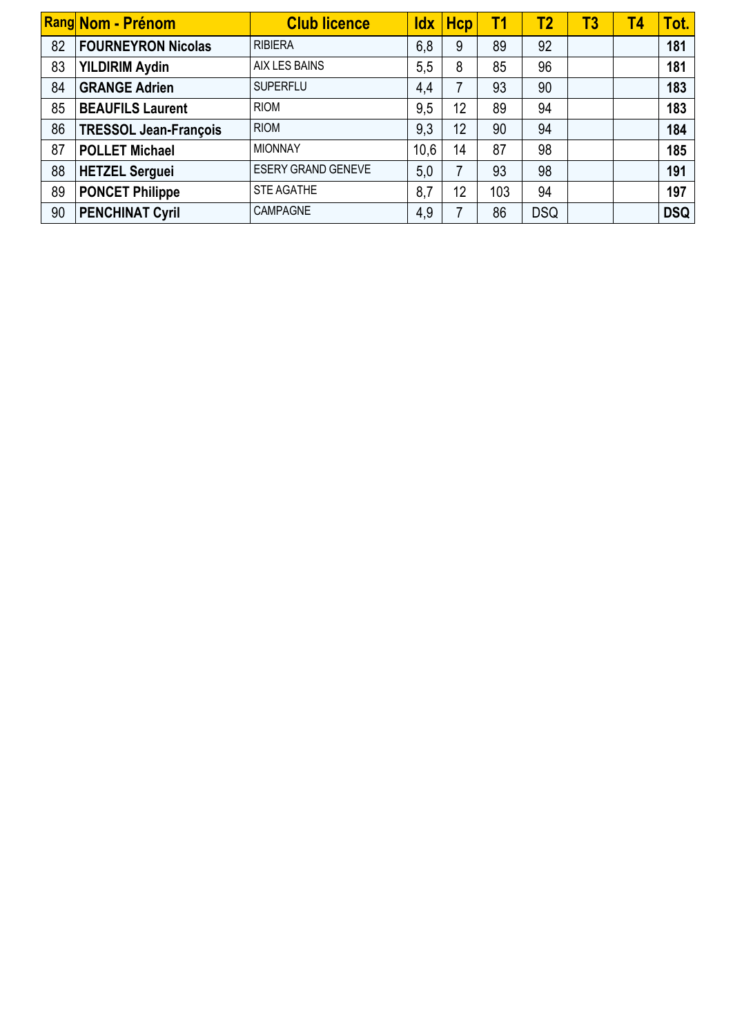| Rang | Nom - Prénom | Club licence | Idx | Hcp | T1 | T2 | T3 | T4 | Tot. |
|---|---|---|---|---|---|---|---|---|---|
| 82 | **FOURNEYRON Nicolas** | RIBIERA | 6,8 | 9 | 89 | 92 | | | **181** |
| 83 | **YILDIRIM Aydin** | AIX LES BAINS | 5,5 | 8 | 85 | 96 | | | **181** |
| 84 | **GRANGE Adrien** | SUPERFLU | 4,4 | 7 | 93 | 90 | | | **183** |
| 85 | **BEAUFILS Laurent** | RIOM | 9,5 | 12 | 89 | 94 | | | **183** |
| 86 | **TRESSOL Jean-François** | RIOM | 9,3 | 12 | 90 | 94 | | | **184** |
| 87 | **POLLET Michael** | MIONNAY | 10,6 | 14 | 87 | 98 | | | **185** |
| 88 | **HETZEL Serguei** | ESERY GRAND GENEVE | 5,0 | 7 | 93 | 98 | | | **191** |
| 89 | **PONCET Philippe** | STE AGATHE | 8,7 | 12 | 103 | 94 | | | **197** |
| 90 | **PENCHINAT Cyril** | CAMPAGNE | 4,9 | 7 | 86 | DSQ | | | **DSQ** |